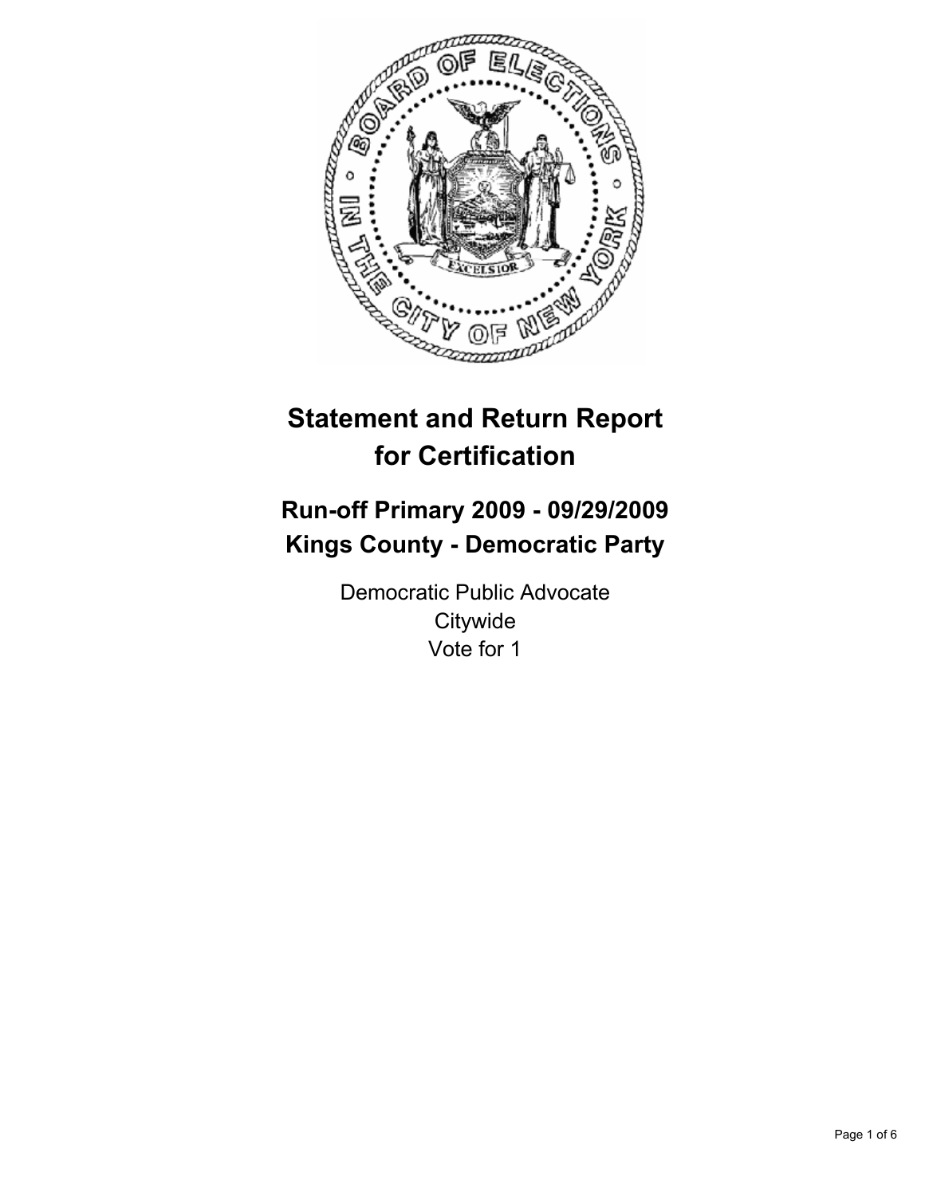# Statement and Return Report for Certification

## Run-off Primary 2009 - 09/29/2009
## Kings County - Democratic Party

Democratic Public Advocate
Citywide
Vote for 1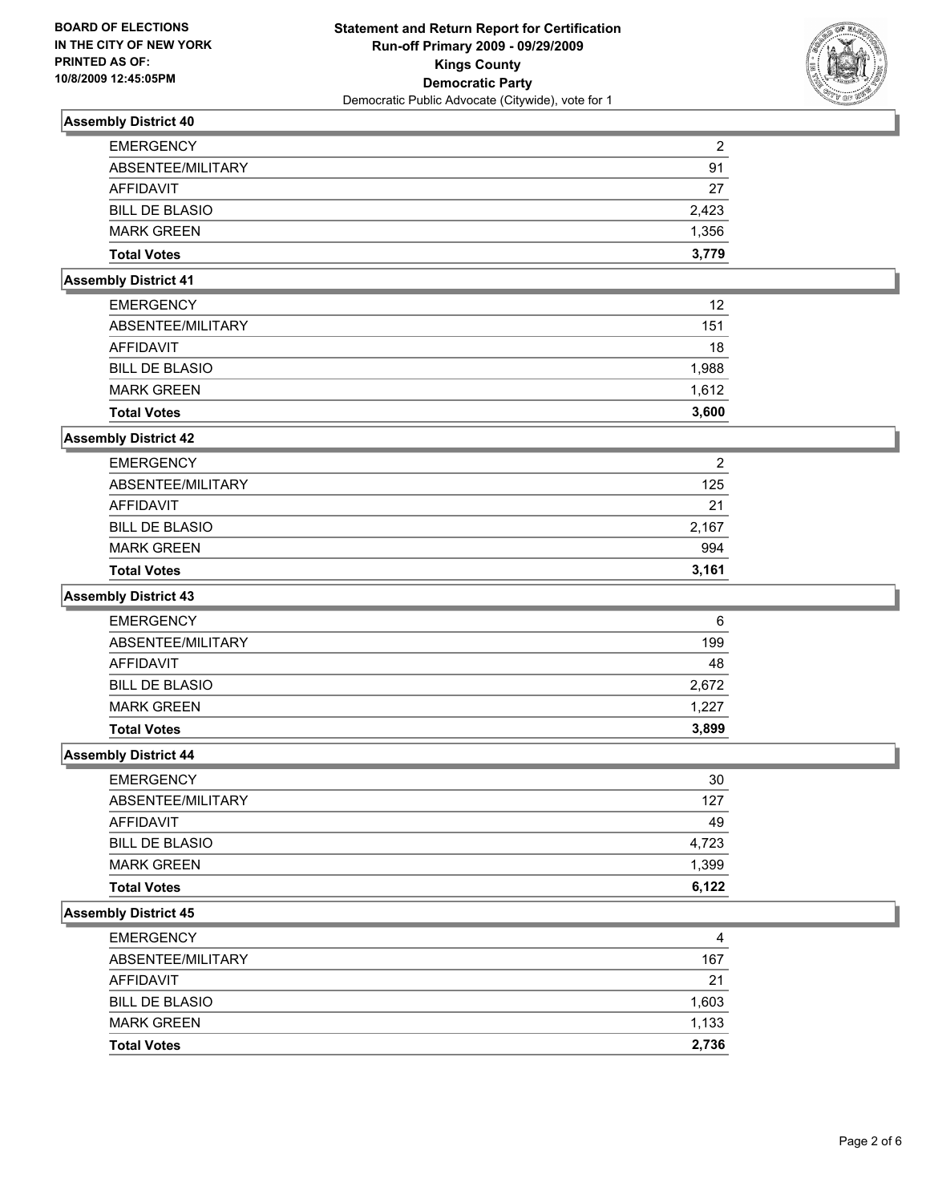**BOARD OF ELECTIONS IN THE CITY OF NEW YORK PRINTED AS OF: 10/8/2009 12:45:05PM**

# Statement and Return Report for Certification
## Run-off Primary 2009 - 09/29/2009
## Kings County
## Democratic Party
Democratic Public Advocate (Citywide), vote for 1

### Assembly District 40

| | |
|---|---|
| EMERGENCY | 2 |
| ABSENTEE/MILITARY | 91 |
| AFFIDAVIT | 27 |
| BILL DE BLASIO | 2,423 |
| MARK GREEN | 1,356 |
| **Total Votes** | **3,779** |

### Assembly District 41

| | |
|---|---|
| EMERGENCY | 12 |
| ABSENTEE/MILITARY | 151 |
| AFFIDAVIT | 18 |
| BILL DE BLASIO | 1,988 |
| MARK GREEN | 1,612 |
| **Total Votes** | **3,600** |

### Assembly District 42

| | |
|---|---|
| EMERGENCY | 2 |
| ABSENTEE/MILITARY | 125 |
| AFFIDAVIT | 21 |
| BILL DE BLASIO | 2,167 |
| MARK GREEN | 994 |
| **Total Votes** | **3,161** |

### Assembly District 43

| | |
|---|---|
| EMERGENCY | 6 |
| ABSENTEE/MILITARY | 199 |
| AFFIDAVIT | 48 |
| BILL DE BLASIO | 2,672 |
| MARK GREEN | 1,227 |
| **Total Votes** | **3,899** |

### Assembly District 44

| | |
|---|---|
| EMERGENCY | 30 |
| ABSENTEE/MILITARY | 127 |
| AFFIDAVIT | 49 |
| BILL DE BLASIO | 4,723 |
| MARK GREEN | 1,399 |
| **Total Votes** | **6,122** |

### Assembly District 45

| | |
|---|---|
| EMERGENCY | 4 |
| ABSENTEE/MILITARY | 167 |
| AFFIDAVIT | 21 |
| BILL DE BLASIO | 1,603 |
| MARK GREEN | 1,133 |
| **Total Votes** | **2,736** |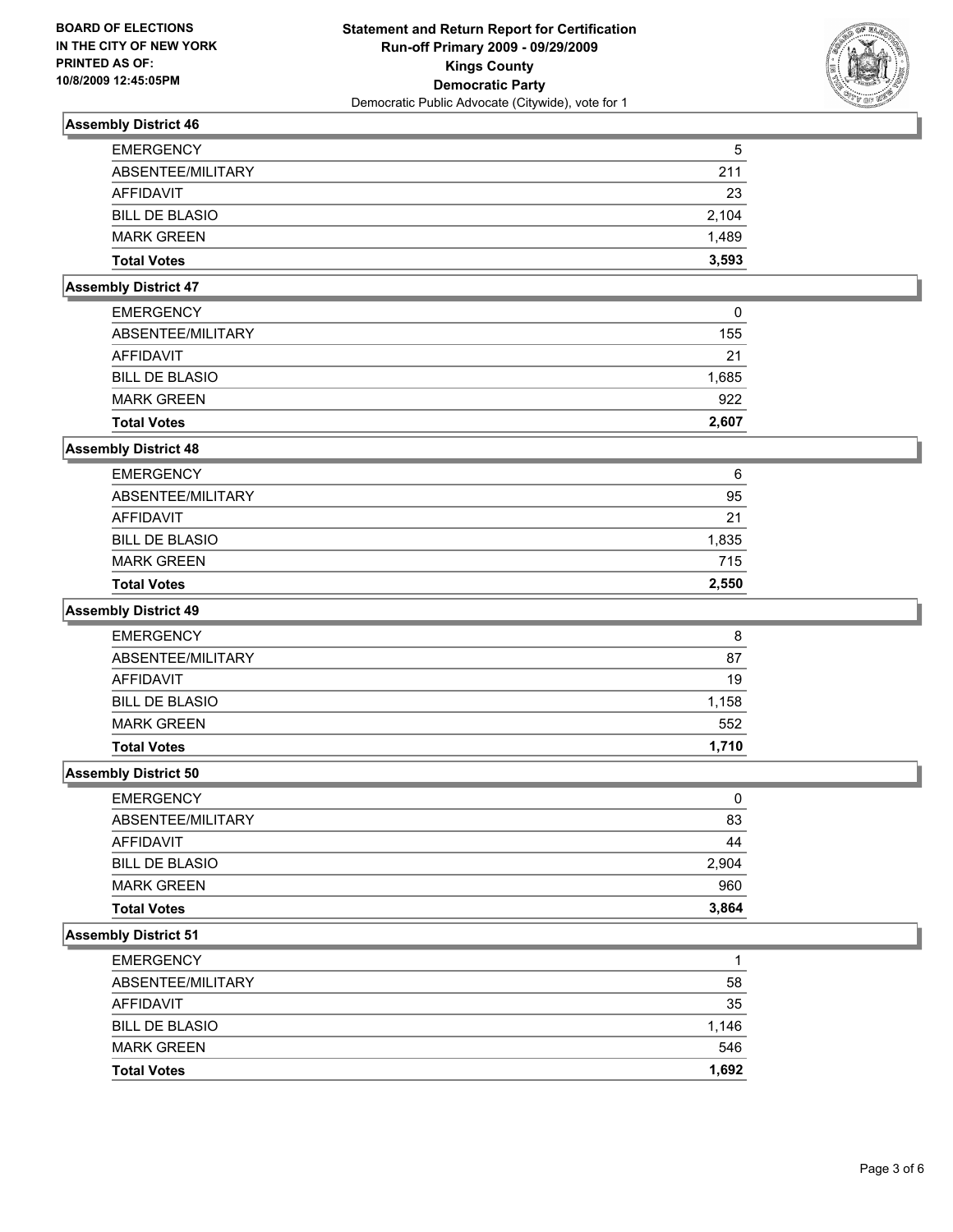BOARD OF ELECTIONS
IN THE CITY OF NEW YORK
PRINTED AS OF:
10/8/2009 12:45:05PM

**Statement and Return Report for Certification**
**Run-off Primary 2009 - 09/29/2009**
**Kings County**
**Democratic Party**
Democratic Public Advocate (Citywide), vote for 1

### Assembly District 46

| | |
|---|---|
| EMERGENCY | 5 |
| ABSENTEE/MILITARY | 211 |
| AFFIDAVIT | 23 |
| BILL DE BLASIO | 2,104 |
| MARK GREEN | 1,489 |
| **Total Votes** | **3,593** |

### Assembly District 47

| | |
|---|---|
| EMERGENCY | 0 |
| ABSENTEE/MILITARY | 155 |
| AFFIDAVIT | 21 |
| BILL DE BLASIO | 1,685 |
| MARK GREEN | 922 |
| **Total Votes** | **2,607** |

### Assembly District 48

| | |
|---|---|
| EMERGENCY | 6 |
| ABSENTEE/MILITARY | 95 |
| AFFIDAVIT | 21 |
| BILL DE BLASIO | 1,835 |
| MARK GREEN | 715 |
| **Total Votes** | **2,550** |

### Assembly District 49

| | |
|---|---|
| EMERGENCY | 8 |
| ABSENTEE/MILITARY | 87 |
| AFFIDAVIT | 19 |
| BILL DE BLASIO | 1,158 |
| MARK GREEN | 552 |
| **Total Votes** | **1,710** |

### Assembly District 50

| | |
|---|---|
| EMERGENCY | 0 |
| ABSENTEE/MILITARY | 83 |
| AFFIDAVIT | 44 |
| BILL DE BLASIO | 2,904 |
| MARK GREEN | 960 |
| **Total Votes** | **3,864** |

### Assembly District 51

| | |
|---|---|
| EMERGENCY | 1 |
| ABSENTEE/MILITARY | 58 |
| AFFIDAVIT | 35 |
| BILL DE BLASIO | 1,146 |
| MARK GREEN | 546 |
| **Total Votes** | **1,692** |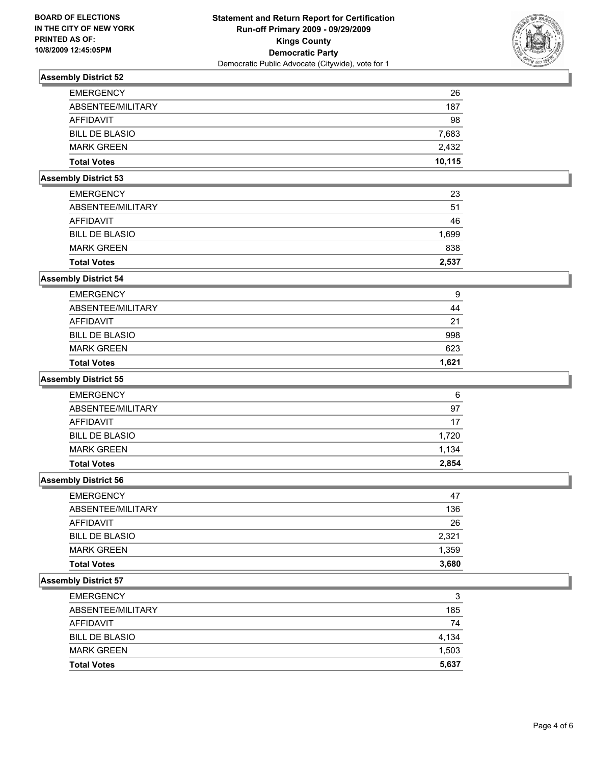**BOARD OF ELECTIONS IN THE CITY OF NEW YORK PRINTED AS OF: 10/8/2009 12:45:05PM**

# Statement and Return Report for Certification
## Run-off Primary 2009 - 09/29/2009
## Kings County
## Democratic Party
Democratic Public Advocate (Citywide), vote for 1

### Assembly District 52

| | |
|---|---|
| EMERGENCY | 26 |
| ABSENTEE/MILITARY | 187 |
| AFFIDAVIT | 98 |
| BILL DE BLASIO | 7,683 |
| MARK GREEN | 2,432 |
| **Total Votes** | **10,115** |

### Assembly District 53

| | |
|---|---|
| EMERGENCY | 23 |
| ABSENTEE/MILITARY | 51 |
| AFFIDAVIT | 46 |
| BILL DE BLASIO | 1,699 |
| MARK GREEN | 838 |
| **Total Votes** | **2,537** |

### Assembly District 54

| | |
|---|---|
| EMERGENCY | 9 |
| ABSENTEE/MILITARY | 44 |
| AFFIDAVIT | 21 |
| BILL DE BLASIO | 998 |
| MARK GREEN | 623 |
| **Total Votes** | **1,621** |

### Assembly District 55

| | |
|---|---|
| EMERGENCY | 6 |
| ABSENTEE/MILITARY | 97 |
| AFFIDAVIT | 17 |
| BILL DE BLASIO | 1,720 |
| MARK GREEN | 1,134 |
| **Total Votes** | **2,854** |

### Assembly District 56

| | |
|---|---|
| EMERGENCY | 47 |
| ABSENTEE/MILITARY | 136 |
| AFFIDAVIT | 26 |
| BILL DE BLASIO | 2,321 |
| MARK GREEN | 1,359 |
| **Total Votes** | **3,680** |

### Assembly District 57

| | |
|---|---|
| EMERGENCY | 3 |
| ABSENTEE/MILITARY | 185 |
| AFFIDAVIT | 74 |
| BILL DE BLASIO | 4,134 |
| MARK GREEN | 1,503 |
| **Total Votes** | **5,637** |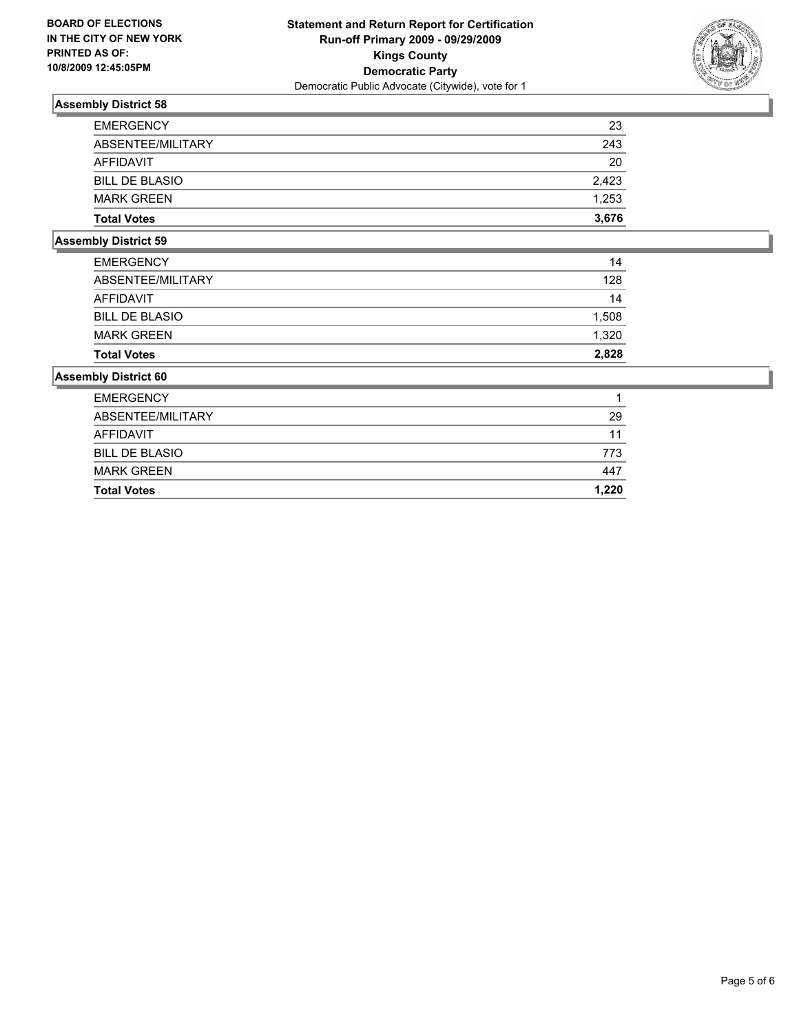**BOARD OF ELECTIONS IN THE CITY OF NEW YORK PRINTED AS OF: 10/8/2009 12:45:05PM**

# Statement and Return Report for Certification
## Run-off Primary 2009 - 09/29/2009
## Kings County
## Democratic Party
Democratic Public Advocate (Citywide), vote for 1

### Assembly District 58

| | |
|---|---|
| EMERGENCY | 23 |
| ABSENTEE/MILITARY | 243 |
| AFFIDAVIT | 20 |
| BILL DE BLASIO | 2,423 |
| MARK GREEN | 1,253 |
| **Total Votes** | **3,676** |

### Assembly District 59

| | |
|---|---|
| EMERGENCY | 14 |
| ABSENTEE/MILITARY | 128 |
| AFFIDAVIT | 14 |
| BILL DE BLASIO | 1,508 |
| MARK GREEN | 1,320 |
| **Total Votes** | **2,828** |

### Assembly District 60

| | |
|---|---|
| EMERGENCY | 1 |
| ABSENTEE/MILITARY | 29 |
| AFFIDAVIT | 11 |
| BILL DE BLASIO | 773 |
| MARK GREEN | 447 |
| **Total Votes** | **1,220** |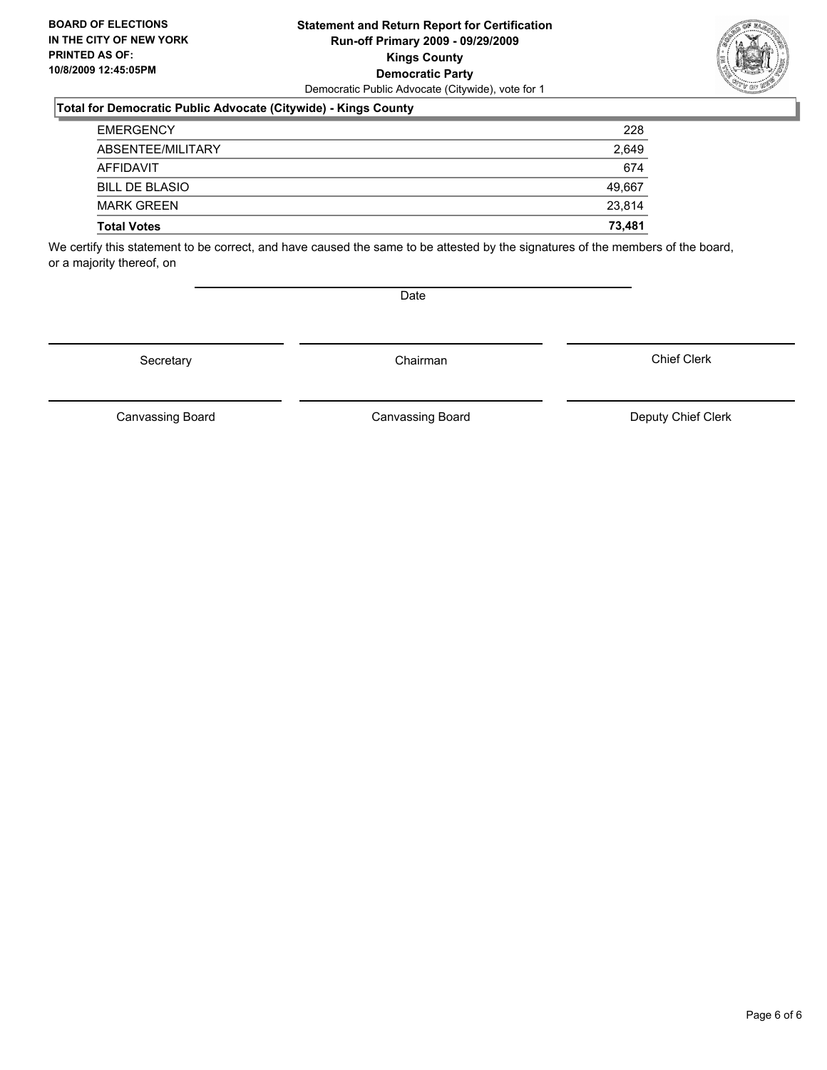**BOARD OF ELECTIONS IN THE CITY OF NEW YORK PRINTED AS OF: 10/8/2009 12:45:05PM**

**Statement and Return Report for Certification**
**Run-off Primary 2009 - 09/29/2009**
**Kings County**
**Democratic Party**
Democratic Public Advocate (Citywide), vote for 1

**Total for Democratic Public Advocate (Citywide) - Kings County**

| | |
|---|---|
| EMERGENCY | 228 |
| ABSENTEE/MILITARY | 2,649 |
| AFFIDAVIT | 674 |
| BILL DE BLASIO | 49,667 |
| MARK GREEN | 23,814 |
| **Total Votes** | **73,481** |

We certify this statement to be correct, and have caused the same to be attested by the signatures of the members of the board, or a majority thereof, on

Date

Secretary    Chairman    Chief Clerk

Canvassing Board    Canvassing Board    Deputy Chief Clerk